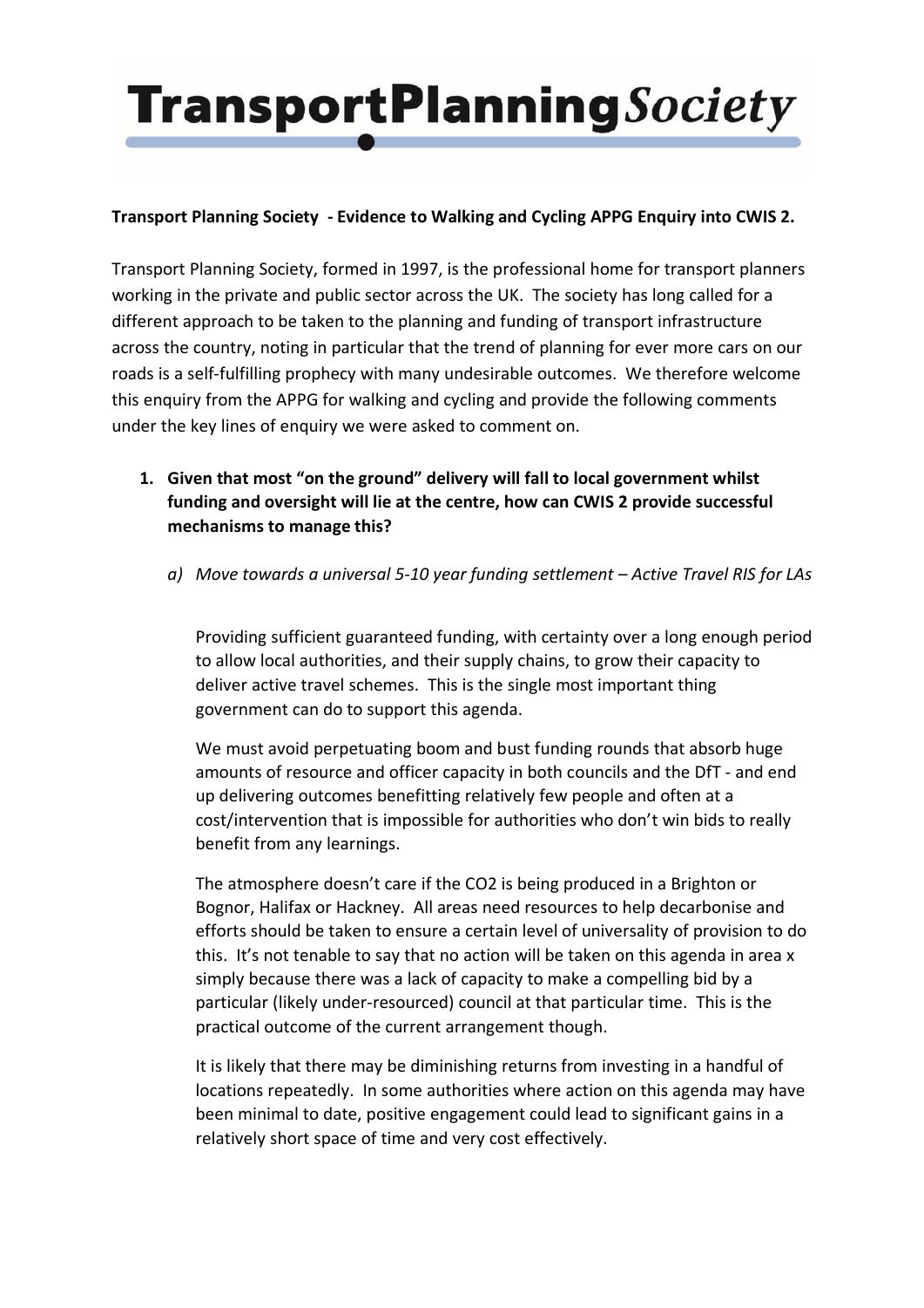# TransportPlanning*Society*

**Transport Planning Society - Evidence to Walking and Cycling APPG Enquiry into CWIS 2.**

Transport Planning Society, formed in 1997, is the professional home for transport planners working in the private and public sector across the UK. The society has long called for a different approach to be taken to the planning and funding of transport infrastructure across the country, noting in particular that the trend of planning for ever more cars on our roads is a self-fulfilling prophecy with many undesirable outcomes. We therefore welcome this enquiry from the APPG for walking and cycling and provide the following comments under the key lines of enquiry we were asked to comment on.

1. **Given that most "on the ground" delivery will fall to local government whilst funding and oversight will lie at the centre, how can CWIS 2 provide successful mechanisms to manage this?**

   a) *Move towards a universal 5-10 year funding settlement – Active Travel RIS for LAs*

   Providing sufficient guaranteed funding, with certainty over a long enough period to allow local authorities, and their supply chains, to grow their capacity to deliver active travel schemes. This is the single most important thing government can do to support this agenda.

   We must avoid perpetuating boom and bust funding rounds that absorb huge amounts of resource and officer capacity in both councils and the DfT - and end up delivering outcomes benefitting relatively few people and often at a cost/intervention that is impossible for authorities who don't win bids to really benefit from any learnings.

   The atmosphere doesn't care if the $CO_2$ is being produced in a Brighton or Bognor, Halifax or Hackney. All areas need resources to help decarbonise and efforts should be taken to ensure a certain level of universality of provision to do this. It's not tenable to say that no action will be taken on this agenda in area x simply because there was a lack of capacity to make a compelling bid by a particular (likely under-resourced) council at that particular time. This is the practical outcome of the current arrangement though.

   It is likely that there may be diminishing returns from investing in a handful of locations repeatedly. In some authorities where action on this agenda may have been minimal to date, positive engagement could lead to significant gains in a relatively short space of time and very cost effectively.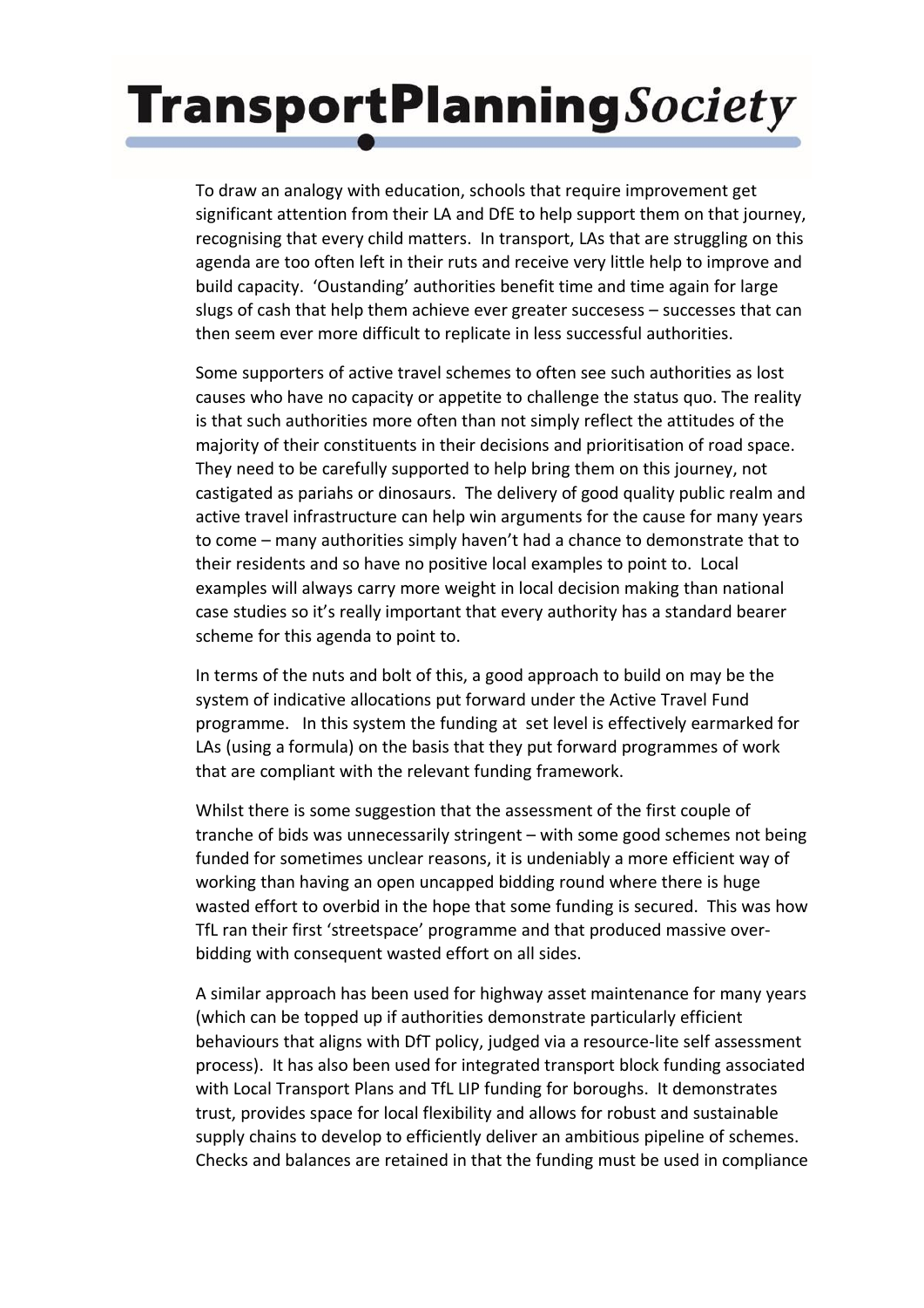To draw an analogy with education, schools that require improvement get significant attention from their LA and DfE to help support them on that journey, recognising that every child matters. In transport, LAs that are struggling on this agenda are too often left in their ruts and receive very little help to improve and build capacity. 'Oustanding' authorities benefit time and time again for large slugs of cash that help them achieve ever greater succesess – successes that can then seem ever more difficult to replicate in less successful authorities.

Some supporters of active travel schemes to often see such authorities as lost causes who have no capacity or appetite to challenge the status quo. The reality is that such authorities more often than not simply reflect the attitudes of the majority of their constituents in their decisions and prioritisation of road space. They need to be carefully supported to help bring them on this journey, not castigated as pariahs or dinosaurs. The delivery of good quality public realm and active travel infrastructure can help win arguments for the cause for many years to come – many authorities simply haven't had a chance to demonstrate that to their residents and so have no positive local examples to point to. Local examples will always carry more weight in local decision making than national case studies so it's really important that every authority has a standard bearer scheme for this agenda to point to.

In terms of the nuts and bolt of this, a good approach to build on may be the system of indicative allocations put forward under the Active Travel Fund programme. In this system the funding at set level is effectively earmarked for LAs (using a formula) on the basis that they put forward programmes of work that are compliant with the relevant funding framework.

Whilst there is some suggestion that the assessment of the first couple of tranche of bids was unnecessarily stringent – with some good schemes not being funded for sometimes unclear reasons, it is undeniably a more efficient way of working than having an open uncapped bidding round where there is huge wasted effort to overbid in the hope that some funding is secured. This was how TfL ran their first 'streetspace' programme and that produced massive over-bidding with consequent wasted effort on all sides.

A similar approach has been used for highway asset maintenance for many years (which can be topped up if authorities demonstrate particularly efficient behaviours that aligns with DfT policy, judged via a resource-lite self assessment process). It has also been used for integrated transport block funding associated with Local Transport Plans and TfL LIP funding for boroughs. It demonstrates trust, provides space for local flexibility and allows for robust and sustainable supply chains to develop to efficiently deliver an ambitious pipeline of schemes. Checks and balances are retained in that the funding must be used in compliance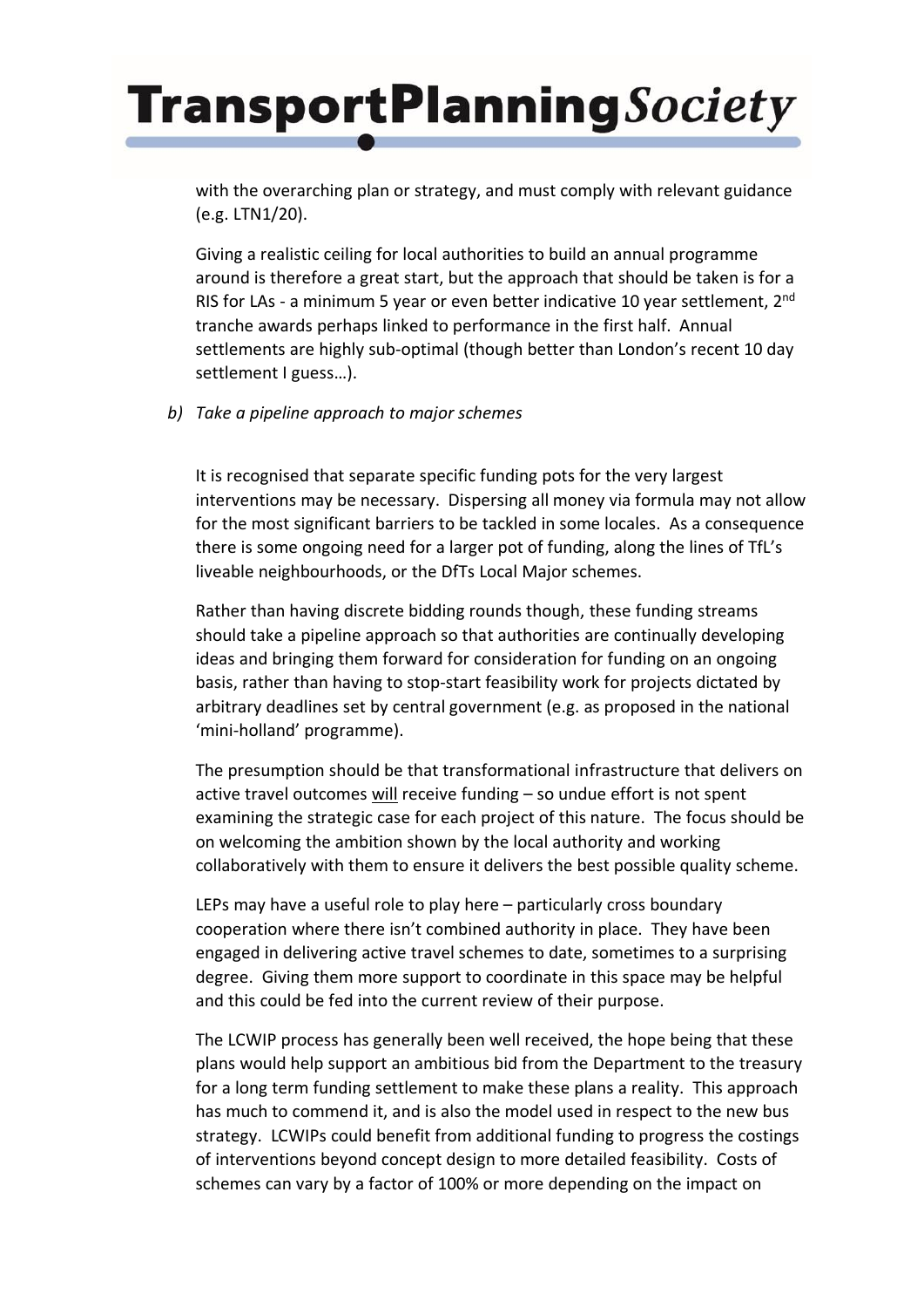with the overarching plan or strategy, and must comply with relevant guidance (e.g. LTN1/20).

Giving a realistic ceiling for local authorities to build an annual programme around is therefore a great start, but the approach that should be taken is for a RIS for LAs - a minimum 5 year or even better indicative 10 year settlement, 2nd tranche awards perhaps linked to performance in the first half. Annual settlements are highly sub-optimal (though better than London's recent 10 day settlement I guess…).

b) *Take a pipeline approach to major schemes*

It is recognised that separate specific funding pots for the very largest interventions may be necessary. Dispersing all money via formula may not allow for the most significant barriers to be tackled in some locales. As a consequence there is some ongoing need for a larger pot of funding, along the lines of TfL's liveable neighbourhoods, or the DfTs Local Major schemes.

Rather than having discrete bidding rounds though, these funding streams should take a pipeline approach so that authorities are continually developing ideas and bringing them forward for consideration for funding on an ongoing basis, rather than having to stop-start feasibility work for projects dictated by arbitrary deadlines set by central government (e.g. as proposed in the national 'mini-holland' programme).

The presumption should be that transformational infrastructure that delivers on active travel outcomes <u>will</u> receive funding – so undue effort is not spent examining the strategic case for each project of this nature. The focus should be on welcoming the ambition shown by the local authority and working collaboratively with them to ensure it delivers the best possible quality scheme.

LEPs may have a useful role to play here – particularly cross boundary cooperation where there isn't combined authority in place. They have been engaged in delivering active travel schemes to date, sometimes to a surprising degree. Giving them more support to coordinate in this space may be helpful and this could be fed into the current review of their purpose.

The LCWIP process has generally been well received, the hope being that these plans would help support an ambitious bid from the Department to the treasury for a long term funding settlement to make these plans a reality. This approach has much to commend it, and is also the model used in respect to the new bus strategy. LCWIPs could benefit from additional funding to progress the costings of interventions beyond concept design to more detailed feasibility. Costs of schemes can vary by a factor of 100% or more depending on the impact on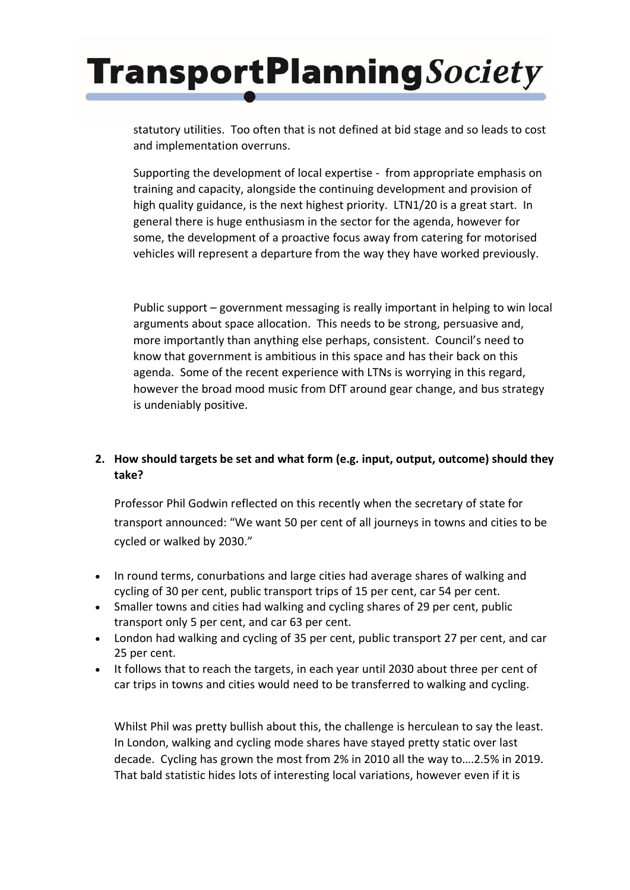statutory utilities. Too often that is not defined at bid stage and so leads to cost and implementation overruns.

Supporting the development of local expertise - from appropriate emphasis on training and capacity, alongside the continuing development and provision of high quality guidance, is the next highest priority. LTN1/20 is a great start. In general there is huge enthusiasm in the sector for the agenda, however for some, the development of a proactive focus away from catering for motorised vehicles will represent a departure from the way they have worked previously.

Public support – government messaging is really important in helping to win local arguments about space allocation. This needs to be strong, persuasive and, more importantly than anything else perhaps, consistent. Council's need to know that government is ambitious in this space and has their back on this agenda. Some of the recent experience with LTNs is worrying in this regard, however the broad mood music from DfT around gear change, and bus strategy is undeniably positive.

**2. How should targets be set and what form (e.g. input, output, outcome) should they take?**

Professor Phil Godwin reflected on this recently when the secretary of state for transport announced: "We want 50 per cent of all journeys in towns and cities to be cycled or walked by 2030."

- In round terms, conurbations and large cities had average shares of walking and cycling of 30 per cent, public transport trips of 15 per cent, car 54 per cent.
- Smaller towns and cities had walking and cycling shares of 29 per cent, public transport only 5 per cent, and car 63 per cent.
- London had walking and cycling of 35 per cent, public transport 27 per cent, and car 25 per cent.
- It follows that to reach the targets, in each year until 2030 about three per cent of car trips in towns and cities would need to be transferred to walking and cycling.

Whilst Phil was pretty bullish about this, the challenge is herculean to say the least. In London, walking and cycling mode shares have stayed pretty static over last decade. Cycling has grown the most from 2% in 2010 all the way to….2.5% in 2019. That bald statistic hides lots of interesting local variations, however even if it is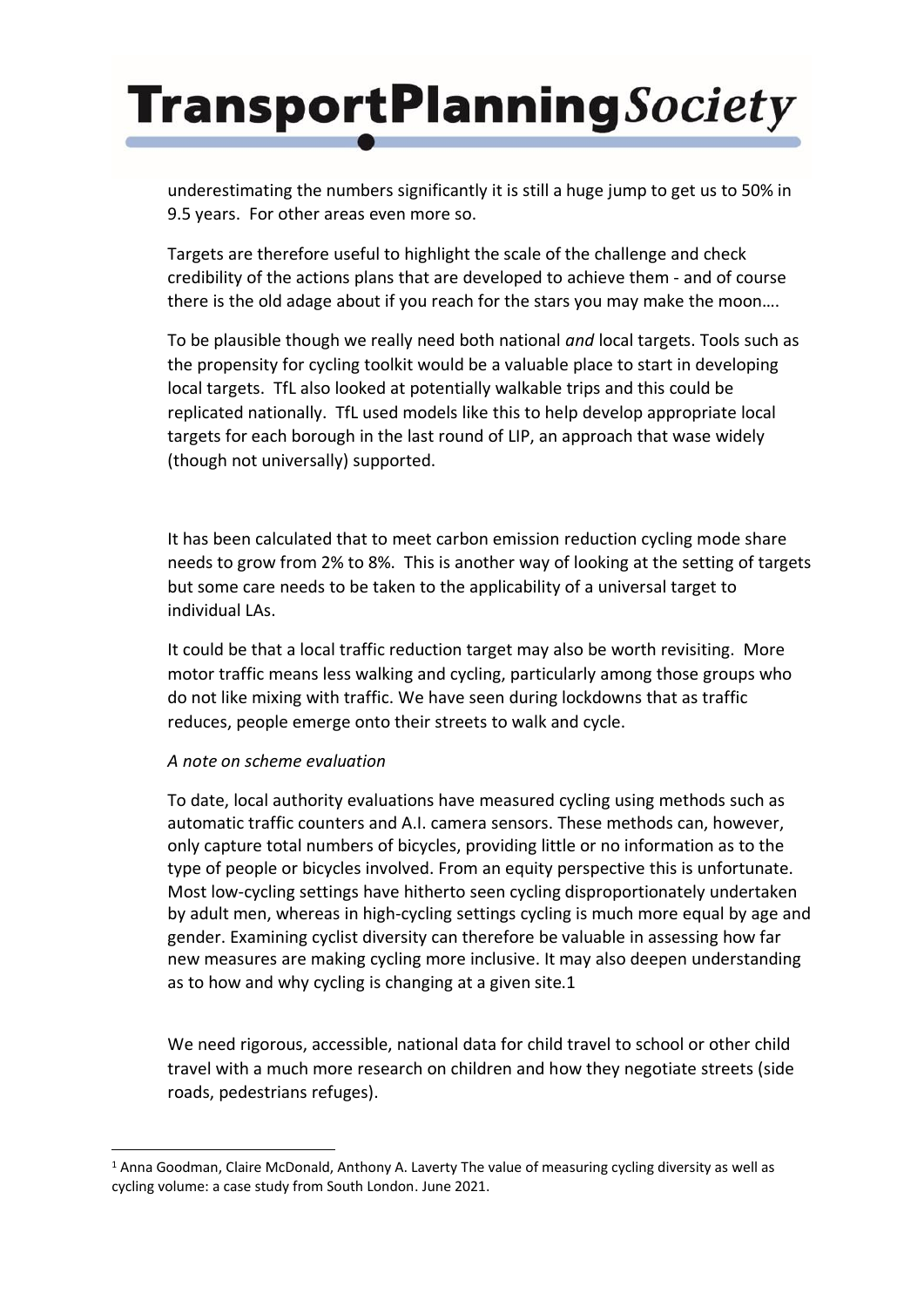underestimating the numbers significantly it is still a huge jump to get us to 50% in 9.5 years. For other areas even more so.

Targets are therefore useful to highlight the scale of the challenge and check credibility of the actions plans that are developed to achieve them - and of course there is the old adage about if you reach for the stars you may make the moon….

To be plausible though we really need both national *and* local targets. Tools such as the propensity for cycling toolkit would be a valuable place to start in developing local targets. TfL also looked at potentially walkable trips and this could be replicated nationally. TfL used models like this to help develop appropriate local targets for each borough in the last round of LIP, an approach that wase widely (though not universally) supported.

It has been calculated that to meet carbon emission reduction cycling mode share needs to grow from 2% to 8%. This is another way of looking at the setting of targets but some care needs to be taken to the applicability of a universal target to individual LAs.

It could be that a local traffic reduction target may also be worth revisiting. More motor traffic means less walking and cycling, particularly among those groups who do not like mixing with traffic. We have seen during lockdowns that as traffic reduces, people emerge onto their streets to walk and cycle.

*A note on scheme evaluation*

To date, local authority evaluations have measured cycling using methods such as automatic traffic counters and A.I. camera sensors. These methods can, however, only capture total numbers of bicycles, providing little or no information as to the type of people or bicycles involved. From an equity perspective this is unfortunate. Most low-cycling settings have hitherto seen cycling disproportionately undertaken by adult men, whereas in high-cycling settings cycling is much more equal by age and gender. Examining cyclist diversity can therefore be valuable in assessing how far new measures are making cycling more inclusive. It may also deepen understanding as to how and why cycling is changing at a given site.[1]

We need rigorous, accessible, national data for child travel to school or other child travel with a much more research on children and how they negotiate streets (side roads, pedestrians refuges).

[1] Anna Goodman, Claire McDonald, Anthony A. Laverty The value of measuring cycling diversity as well as cycling volume: a case study from South London. June 2021.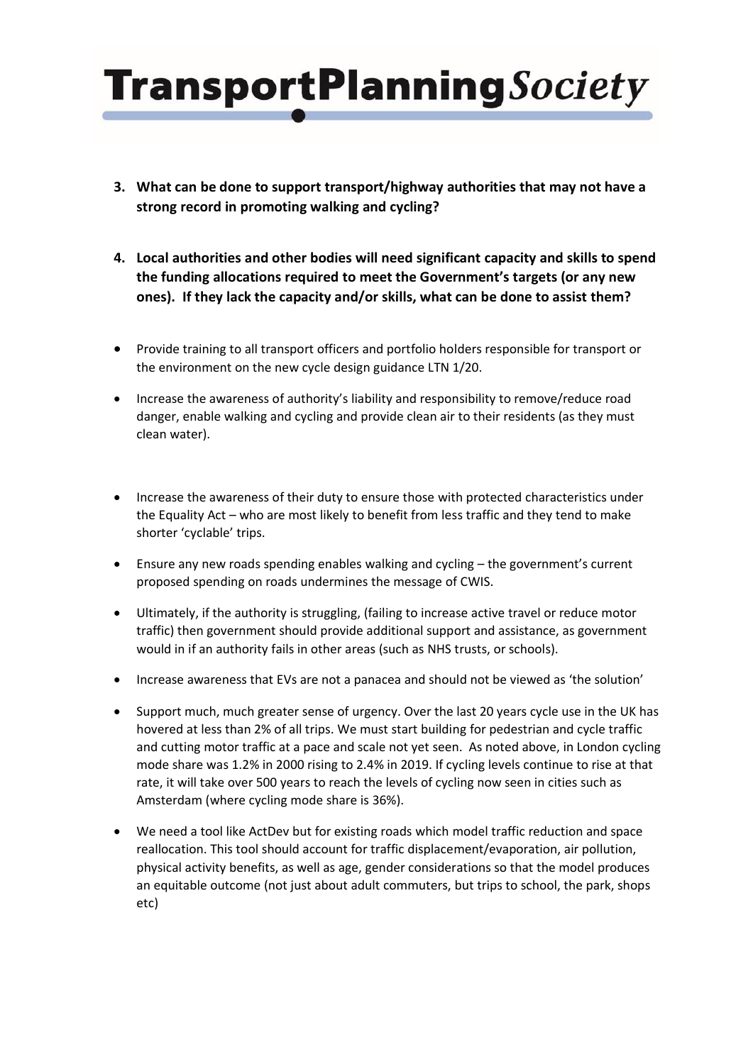**3. What can be done to support transport/highway authorities that may not have a strong record in promoting walking and cycling?**

**4. Local authorities and other bodies will need significant capacity and skills to spend the funding allocations required to meet the Government's targets (or any new ones). If they lack the capacity and/or skills, what can be done to assist them?**

- Provide training to all transport officers and portfolio holders responsible for transport or the environment on the new cycle design guidance LTN 1/20.
- Increase the awareness of authority's liability and responsibility to remove/reduce road danger, enable walking and cycling and provide clean air to their residents (as they must clean water).
- Increase the awareness of their duty to ensure those with protected characteristics under the Equality Act – who are most likely to benefit from less traffic and they tend to make shorter 'cyclable' trips.
- Ensure any new roads spending enables walking and cycling – the government's current proposed spending on roads undermines the message of CWIS.
- Ultimately, if the authority is struggling, (failing to increase active travel or reduce motor traffic) then government should provide additional support and assistance, as government would in if an authority fails in other areas (such as NHS trusts, or schools).
- Increase awareness that EVs are not a panacea and should not be viewed as 'the solution'
- Support much, much greater sense of urgency. Over the last 20 years cycle use in the UK has hovered at less than 2% of all trips. We must start building for pedestrian and cycle traffic and cutting motor traffic at a pace and scale not yet seen. As noted above, in London cycling mode share was 1.2% in 2000 rising to 2.4% in 2019. If cycling levels continue to rise at that rate, it will take over 500 years to reach the levels of cycling now seen in cities such as Amsterdam (where cycling mode share is 36%).
- We need a tool like ActDev but for existing roads which model traffic reduction and space reallocation. This tool should account for traffic displacement/evaporation, air pollution, physical activity benefits, as well as age, gender considerations so that the model produces an equitable outcome (not just about adult commuters, but trips to school, the park, shops etc)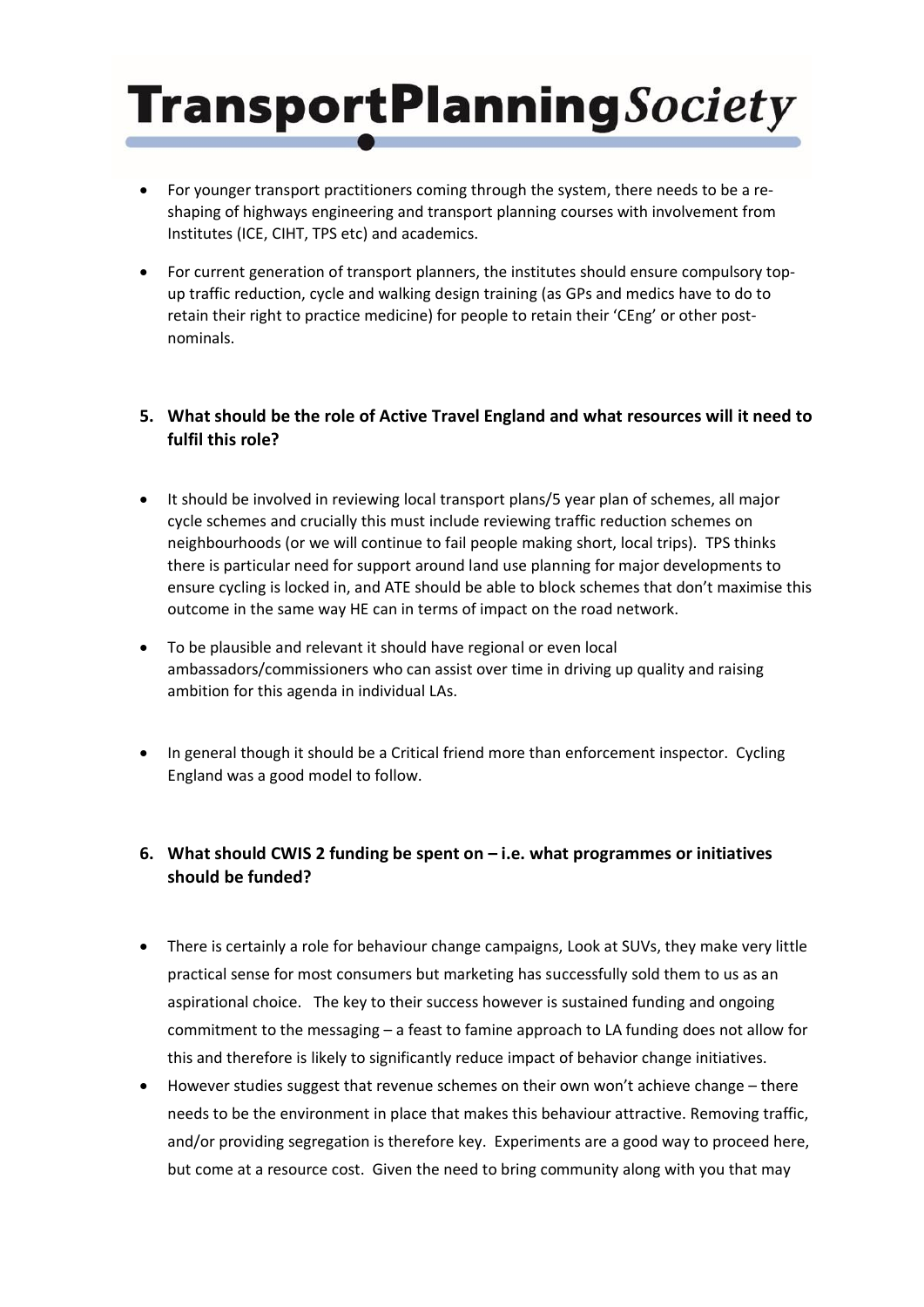- For younger transport practitioners coming through the system, there needs to be a re-shaping of highways engineering and transport planning courses with involvement from Institutes (ICE, CIHT, TPS etc) and academics.

- For current generation of transport planners, the institutes should ensure compulsory top-up traffic reduction, cycle and walking design training (as GPs and medics have to do to retain their right to practice medicine) for people to retain their 'CEng' or other post-nominals.

## 5. What should be the role of Active Travel England and what resources will it need to fulfil this role?

- It should be involved in reviewing local transport plans/5 year plan of schemes, all major cycle schemes and crucially this must include reviewing traffic reduction schemes on neighbourhoods (or we will continue to fail people making short, local trips). TPS thinks there is particular need for support around land use planning for major developments to ensure cycling is locked in, and ATE should be able to block schemes that don't maximise this outcome in the same way HE can in terms of impact on the road network.

- To be plausible and relevant it should have regional or even local ambassadors/commissioners who can assist over time in driving up quality and raising ambition for this agenda in individual LAs.

- In general though it should be a Critical friend more than enforcement inspector. Cycling England was a good model to follow.

## 6. What should CWIS 2 funding be spent on – i.e. what programmes or initiatives should be funded?

- There is certainly a role for behaviour change campaigns, Look at SUVs, they make very little practical sense for most consumers but marketing has successfully sold them to us as an aspirational choice. The key to their success however is sustained funding and ongoing commitment to the messaging – a feast to famine approach to LA funding does not allow for this and therefore is likely to significantly reduce impact of behavior change initiatives.
- However studies suggest that revenue schemes on their own won't achieve change – there needs to be the environment in place that makes this behaviour attractive. Removing traffic, and/or providing segregation is therefore key. Experiments are a good way to proceed here, but come at a resource cost. Given the need to bring community along with you that may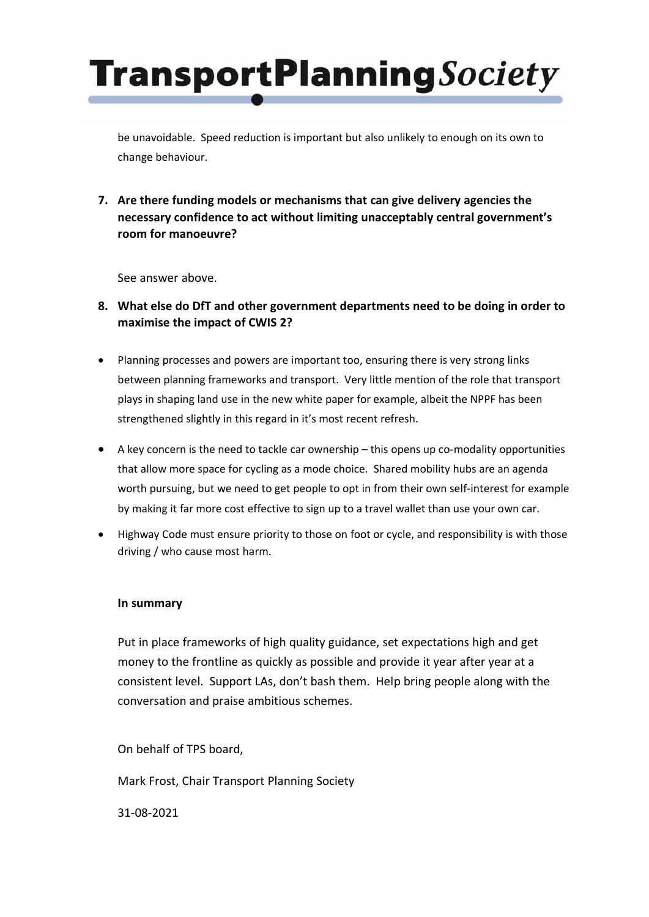be unavoidable. Speed reduction is important but also unlikely to enough on its own to change behaviour.

7. **Are there funding models or mechanisms that can give delivery agencies the necessary confidence to act without limiting unacceptably central government's room for manoeuvre?**

   See answer above.

8. **What else do DfT and other government departments need to be doing in order to maximise the impact of CWIS 2?**

- Planning processes and powers are important too, ensuring there is very strong links between planning frameworks and transport. Very little mention of the role that transport plays in shaping land use in the new white paper for example, albeit the NPPF has been strengthened slightly in this regard in it's most recent refresh.
- A key concern is the need to tackle car ownership – this opens up co-modality opportunities that allow more space for cycling as a mode choice. Shared mobility hubs are an agenda worth pursuing, but we need to get people to opt in from their own self-interest for example by making it far more cost effective to sign up to a travel wallet than use your own car.
- Highway Code must ensure priority to those on foot or cycle, and responsibility is with those driving / who cause most harm.

**In summary**

Put in place frameworks of high quality guidance, set expectations high and get money to the frontline as quickly as possible and provide it year after year at a consistent level. Support LAs, don't bash them. Help bring people along with the conversation and praise ambitious schemes.

On behalf of TPS board,

Mark Frost, Chair Transport Planning Society

31-08-2021